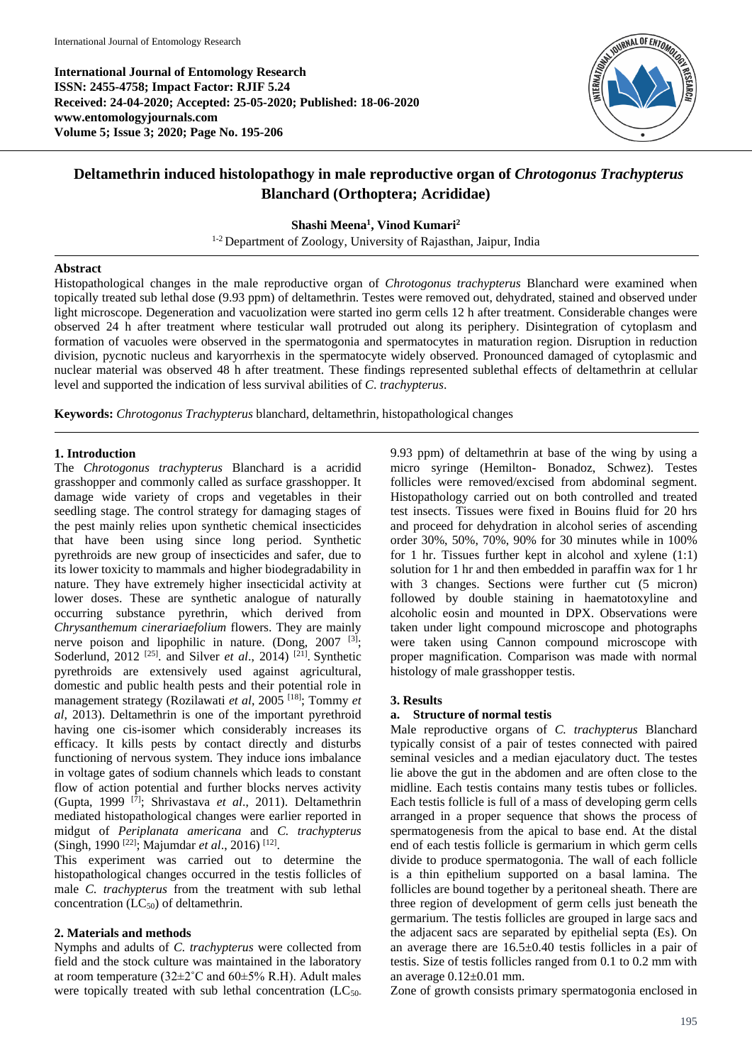**International Journal of Entomology Research**
**ISSN: 2455-4758; Impact Factor: RJIF 5.24**
**Received: 24-04-2020; Accepted: 25-05-2020; Published: 18-06-2020**
**www.entomologyjournals.com**
**Volume 5; Issue 3; 2020; Page No. 195-206**

# Deltamethrin induced histolopathogy in male reproductive organ of *Chrotogonus Trachypterus* Blanchard (Orthoptera; Acrididae)

**Shashi Meena[1], Vinod Kumari[2]**

[1-2] Department of Zoology, University of Rajasthan, Jaipur, India

## Abstract

Histopathological changes in the male reproductive organ of *Chrotogonus trachypterus* Blanchard were examined when topically treated sub lethal dose (9.93 ppm) of deltamethrin. Testes were removed out, dehydrated, stained and observed under light microscope. Degeneration and vacuolization were started ino germ cells 12 h after treatment. Considerable changes were observed 24 h after treatment where testicular wall protruded out along its periphery. Disintegration of cytoplasm and formation of vacuoles were observed in the spermatogonia and spermatocytes in maturation region. Disruption in reduction division, pycnotic nucleus and karyorrhexis in the spermatocyte widely observed. Pronounced damaged of cytoplasmic and nuclear material was observed 48 h after treatment. These findings represented sublethal effects of deltamethrin at cellular level and supported the indication of less survival abilities of *C. trachypterus*.

**Keywords:** *Chrotogonus Trachypterus* blanchard, deltamethrin, histopathological changes

## 1. Introduction

The *Chrotogonus trachypterus* Blanchard is a acridid grasshopper and commonly called as surface grasshopper. It damage wide variety of crops and vegetables in their seedling stage. The control strategy for damaging stages of the pest mainly relies upon synthetic chemical insecticides that have been using since long period. Synthetic pyrethroids are new group of insecticides and safer, due to its lower toxicity to mammals and higher biogedradability in nature. They have extremely higher insecticidal activity at lower doses. These are synthetic analogue of naturally occurring substance pyrethrin, which derived from *Chrysanthemum cinerariaefolium* flowers. They are mainly nerve poison and lipophilic in nature. (Dong, 2007 [3]; Soderlund, 2012 [25]. and Silver *et al*., 2014) [21]. Synthetic pyrethroids are extensively used against agricultural, domestic and public health pests and their potential role in management strategy (Rozilawati *et al*, 2005 [18]; Tommy *et al*, 2013). Deltamethrin is one of the important pyrethroid having one cis-isomer which considerably increases its efficacy. It kills pests by contact directly and disturbs functioning of nervous system. They induce ions imbalance in voltage gates of sodium channels which leads to constant flow of action potential and further blocks nerves activity (Gupta, 1999 [7]; Shrivastava *et al*., 2011). Deltamethrin mediated histopathological changes were earlier reported in midgut of *Periplaneta americana* and *C. trachypterus* (Singh, 1990 [22]; Majumdar *et al*., 2016) [12].

This experiment was carried out to determine the histopathological changes occurred in the testis follicles of male *C. trachypterus* from the treatment with sub lethal concentration ($LC_{50}$) of deltamethrin.

## 2. Materials and methods

Nymphs and adults of *C. trachypterus* were collected from field and the stock culture was maintained in the laboratory at room temperature (32±2˚C and 60±5% R.H). Adult males were topically treated with sub lethal concentration ($LC_{50}$-9.93 ppm) of deltamethrin at base of the wing by using a micro syringe (Hemilton- Bonadoz, Schwez). Testes follicles were removed/excised from abdominal segment. Histopathology carried out on both controlled and treated test insects. Tissues were fixed in Bouins fluid for 20 hrs and proceed for dehydration in alcohol series of ascending order 30%, 50%, 70%, 90% for 30 minutes while in 100% for 1 hr. Tissues further kept in alcohol and xylene (1:1) solution for 1 hr and then embedded in paraffin wax for 1 hr with 3 changes. Sections were further cut (5 micron) followed by double staining in haematotoxyline and alcoholic eosin and mounted in DPX. Observations were taken under light compound microscope and photographs were taken using Cannon compound microscope with proper magnification. Comparison was made with normal histology of male grasshopper testis.

## 3. Results

### a. Structure of normal testis

Male reproductive organs of *C. trachypterus* Blanchard typically consist of a pair of testes connected with paired seminal vesicles and a median ejaculatory duct. The testes lie above the gut in the abdomen and are often close to the midline. Each testis contains many testis tubes or follicles. Each testis follicle is full of a mass of developing germ cells arranged in a proper sequence that shows the process of spermatogenesis from the apical to base end. At the distal end of each testis follicle is germarium in which germ cells divide to produce spermatogonia. The wall of each follicle is a thin epithelium supported on a basal lamina. The follicles are bound together by a peritoneal sheath. There are three region of development of germ cells just beneath the germarium. The testis follicles are grouped in large sacs and the adjacent sacs are separated by epithelial septa (Es). On an average there are 16.5±0.40 testis follicles in a pair of testis. Size of testis follicles ranged from 0.1 to 0.2 mm with an average 0.12±0.01 mm.

Zone of growth consists primary spermatogonia enclosed in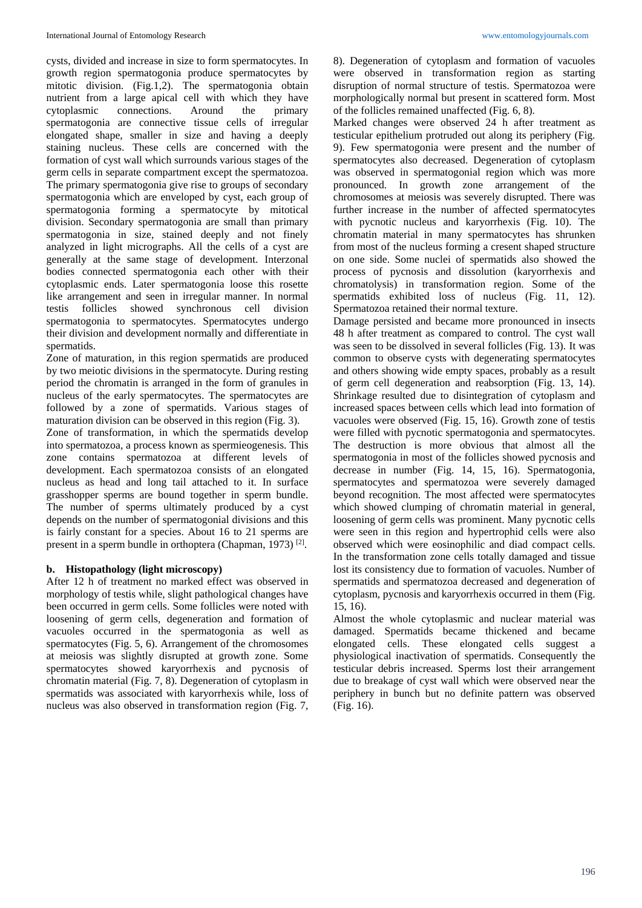cysts, divided and increase in size to form spermatocytes. In growth region spermatogonia produce spermatocytes by mitotic division. (Fig.1,2). The spermatogonia obtain nutrient from a large apical cell with which they have cytoplasmic connections. Around the primary spermatogonia are connective tissue cells of irregular elongated shape, smaller in size and having a deeply staining nucleus. These cells are concerned with the formation of cyst wall which surrounds various stages of the germ cells in separate compartment except the spermatozoa. The primary spermatogonia give rise to groups of secondary spermatogonia which are enveloped by cyst, each group of spermatogonia forming a spermatocyte by mitotical division. Secondary spermatogonia are small than primary spermatogonia in size, stained deeply and not finely analyzed in light micrographs. All the cells of a cyst are generally at the same stage of development. Interzonal bodies connected spermatogonia each other with their cytoplasmic ends. Later spermatogonia loose this rosette like arrangement and seen in irregular manner. In normal testis follicles showed synchronous cell division spermatogonia to spermatocytes. Spermatocytes undergo their division and development normally and differentiate in spermatids.

Zone of maturation, in this region spermatids are produced by two meiotic divisions in the spermatocyte. During resting period the chromatin is arranged in the form of granules in nucleus of the early spermatocytes. The spermatocytes are followed by a zone of spermatids. Various stages of maturation division can be observed in this region (Fig. 3).

Zone of transformation, in which the spermatids develop into spermatozoa, a process known as spermieogenesis. This zone contains spermatozoa at different levels of development. Each spermatozoa consists of an elongated nucleus as head and long tail attached to it. In surface grasshopper sperms are bound together in sperm bundle. The number of sperms ultimately produced by a cyst depends on the number of spermatogonial divisions and this is fairly constant for a species. About 16 to 21 sperms are present in a sperm bundle in orthoptera (Chapman, 1973) [2].

**b. Histopathology (light microscopy)**

After 12 h of treatment no marked effect was observed in morphology of testis while, slight pathological changes have been occurred in germ cells. Some follicles were noted with loosening of germ cells, degeneration and formation of vacuoles occurred in the spermatogonia as well as spermatocytes (Fig. 5, 6). Arrangement of the chromosomes at meiosis was slightly disrupted at growth zone. Some spermatocytes showed karyorrhexis and pycnosis of chromatin material (Fig. 7, 8). Degeneration of cytoplasm in spermatids was associated with karyorrhexis while, loss of nucleus was also observed in transformation region (Fig. 7, 8). Degeneration of cytoplasm and formation of vacuoles were observed in transformation region as starting disruption of normal structure of testis. Spermatozoa were morphologically normal but present in scattered form. Most of the follicles remained unaffected (Fig. 6, 8).

Marked changes were observed 24 h after treatment as testicular epithelium protruded out along its periphery (Fig. 9). Few spermatogonia were present and the number of spermatocytes also decreased. Degeneration of cytoplasm was observed in spermatogonial region which was more pronounced. In growth zone arrangement of the chromosomes at meiosis was severely disrupted. There was further increase in the number of affected spermatocytes with pycnotic nucleus and karyorrhexis (Fig. 10). The chromatin material in many spermatocytes has shrunken from most of the nucleus forming a cresent shaped structure on one side. Some nuclei of spermatids also showed the process of pycnosis and dissolution (karyorrhexis and chromatolysis) in transformation region. Some of the spermatids exhibited loss of nucleus (Fig. 11, 12). Spermatozoa retained their normal texture.

Damage persisted and became more pronounced in insects 48 h after treatment as compared to control. The cyst wall was seen to be dissolved in several follicles (Fig. 13). It was common to observe cysts with degenerating spermatocytes and others showing wide empty spaces, probably as a result of germ cell degeneration and reabsorption (Fig. 13, 14). Shrinkage resulted due to disintegration of cytoplasm and increased spaces between cells which lead into formation of vacuoles were observed (Fig. 15, 16). Growth zone of testis were filled with pycnotic spermatogonia and spermatocytes. The destruction is more obvious that almost all the spermatogonia in most of the follicles showed pycnosis and decrease in number (Fig. 14, 15, 16). Spermatogonia, spermatocytes and spermatozoa were severely damaged beyond recognition. The most affected were spermatocytes which showed clumping of chromatin material in general, loosening of germ cells was prominent. Many pycnotic cells were seen in this region and hypertrophid cells were also observed which were eosinophilic and diad compact cells. In the transformation zone cells totally damaged and tissue lost its consistency due to formation of vacuoles. Number of spermatids and spermatozoa decreased and degeneration of cytoplasm, pycnosis and karyorrhexis occurred in them (Fig. 15, 16).

Almost the whole cytoplasmic and nuclear material was damaged. Spermatids became thickened and became elongated cells. These elongated cells suggest a physiological inactivation of spermatids. Consequently the testicular debris increased. Sperms lost their arrangement due to breakage of cyst wall which were observed near the periphery in bunch but no definite pattern was observed (Fig. 16).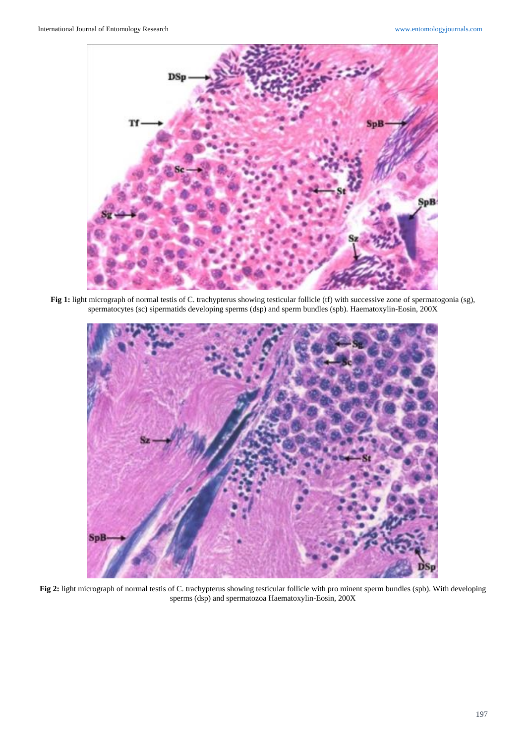**Fig 1:** light micrograph of normal testis of C. trachypterus showing testicular follicle (tf) with successive zone of spermatogonia (sg), spermatocytes (sc) sipermatids developing sperms (dsp) and sperm bundles (spb). Haematoxylin-Eosin, 200X

**Fig 2:** light micrograph of normal testis of C. trachypterus showing testicular follicle with pro minent sperm bundles (spb). With developing sperms (dsp) and spermatozoa Haematoxylin-Eosin, 200X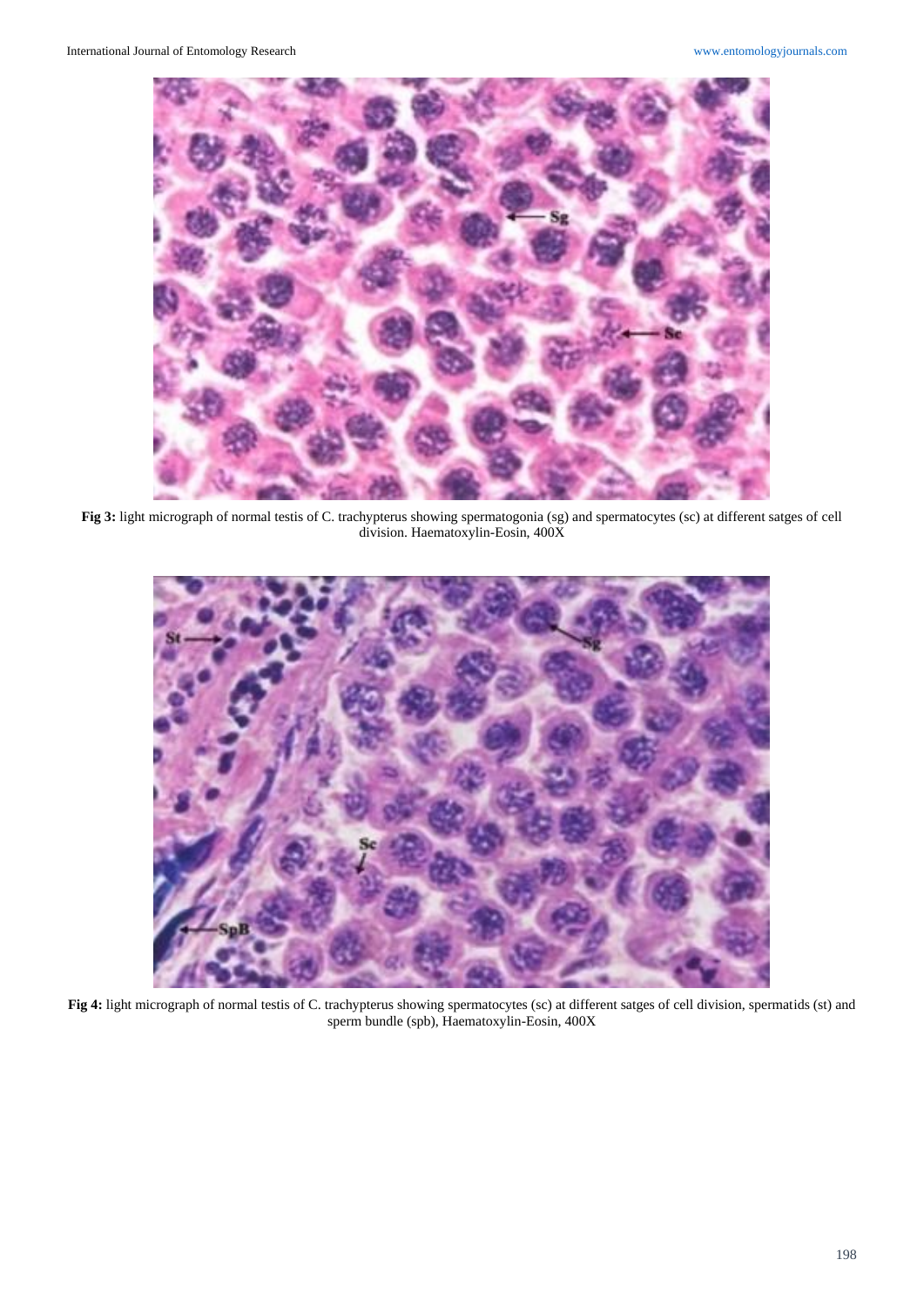**Fig 3:** light micrograph of normal testis of C. trachypterus showing spermatogonia (sg) and spermatocytes (sc) at different satges of cell division. Haematoxylin-Eosin, 400X

**Fig 4:** light micrograph of normal testis of C. trachypterus showing spermatocytes (sc) at different satges of cell division, spermatids (st) and sperm bundle (spb), Haematoxylin-Eosin, 400X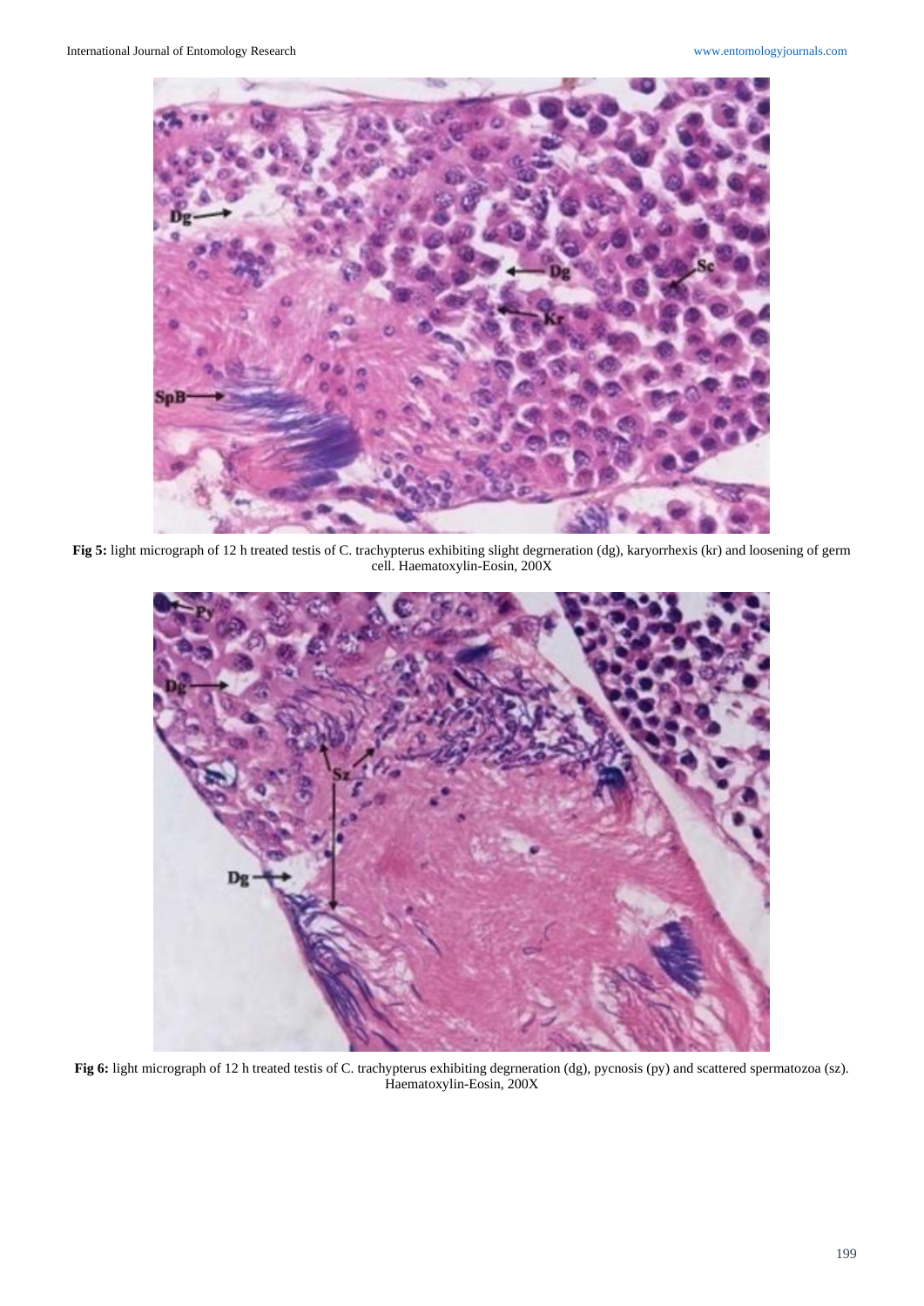**Fig 5:** light micrograph of 12 h treated testis of C. trachypterus exhibiting slight degrneration (dg), karyorrhexis (kr) and loosening of germ cell. Haematoxylin-Eosin, 200X

**Fig 6:** light micrograph of 12 h treated testis of C. trachypterus exhibiting degrneration (dg), pycnosis (py) and scattered spermatozoa (sz). Haematoxylin-Eosin, 200X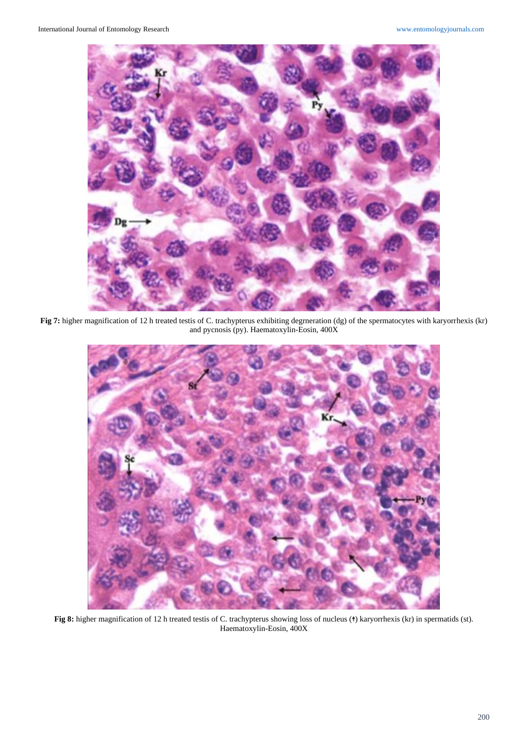**Fig 7:** higher magnification of 12 h treated testis of C. trachypterus exhibiting degrneration (dg) of the spermatocytes with karyorrhexis (kr) and pycnosis (py). Haematoxylin-Eosin, 400X

**Fig 8:** higher magnification of 12 h treated testis of C. trachypterus showing loss of nucleus (↑) karyorrhexis (kr) in spermatids (st). Haematoxylin-Eosin, 400X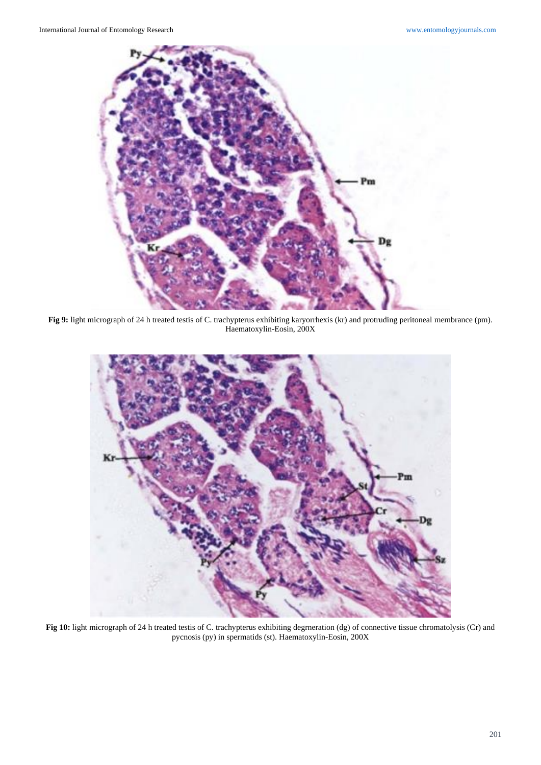**Fig 9:** light micrograph of 24 h treated testis of C. trachypterus exhibiting karyorrhexis (kr) and protruding peritoneal membrance (pm). Haematoxylin-Eosin, 200X

**Fig 10:** light micrograph of 24 h treated testis of C. trachypterus exhibiting degrneration (dg) of connective tissue chromatolysis (Cr) and pycnosis (py) in spermatids (st). Haematoxylin-Eosin, 200X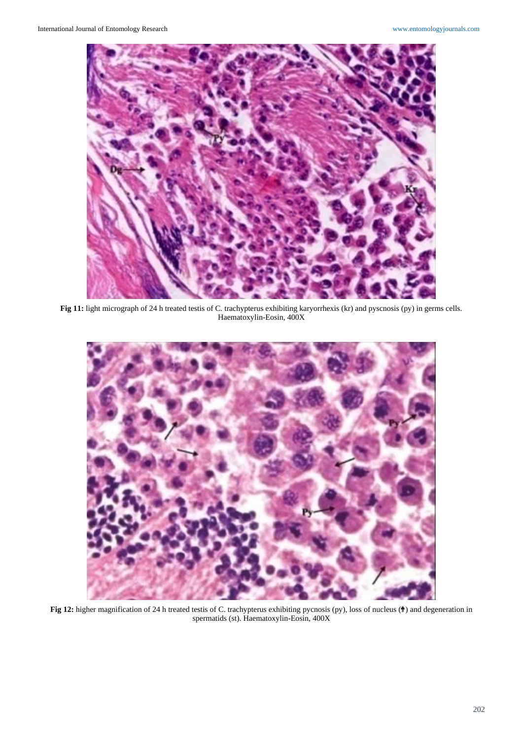**Fig 11:** light micrograph of 24 h treated testis of C. trachypterus exhibiting karyorrhexis (kr) and pyscnosis (py) in germs cells. Haematoxylin-Eosin, 400X

**Fig 12:** higher magnification of 24 h treated testis of C. trachypterus exhibiting pycnosis (py), loss of nucleus (↑) and degeneration in spermatids (st). Haematoxylin-Eosin, 400X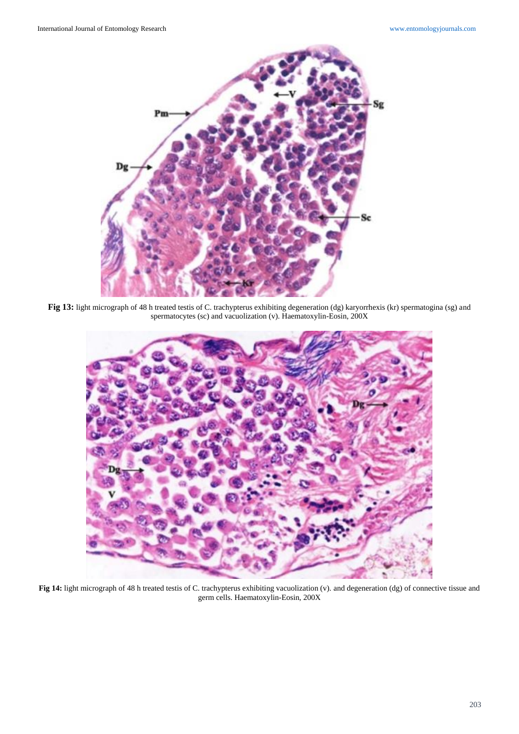**Fig 13:** light micrograph of 48 h treated testis of C. trachypterus exhibiting degeneration (dg) karyorrhexis (kr) spermatogina (sg) and spermatocytes (sc) and vacuolization (v). Haematoxylin-Eosin, 200X

**Fig 14:** light micrograph of 48 h treated testis of C. trachypterus exhibiting vacuolization (v). and degeneration (dg) of connective tissue and germ cells. Haematoxylin-Eosin, 200X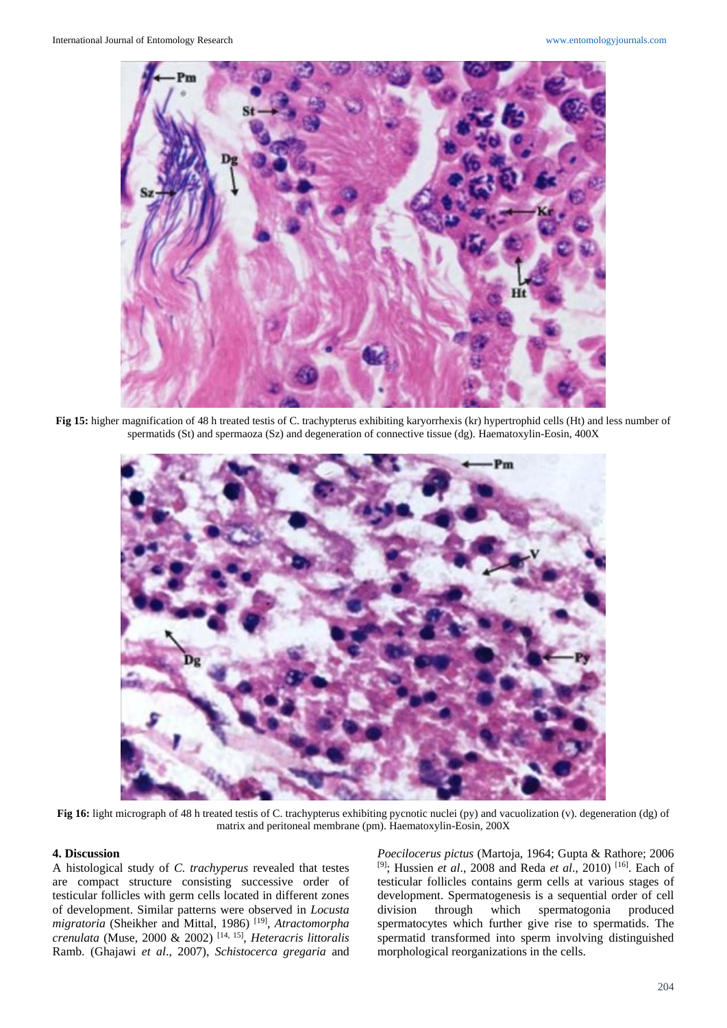**Fig 15:** higher magnification of 48 h treated testis of C. trachypterus exhibiting karyorrhexis (kr) hypertrophid cells (Ht) and less number of spermatids (St) and spermaoza (Sz) and degeneration of connective tissue (dg). Haematoxylin-Eosin, 400X

**Fig 16:** light micrograph of 48 h treated testis of C. trachypterus exhibiting pycnotic nuclei (py) and vacuolization (v). degeneration (dg) of matrix and peritoneal membrane (pm). Haematoxylin-Eosin, 200X

## 4. Discussion

A histological study of *C. trachyperus* revealed that testes are compact structure consisting successive order of testicular follicles with germ cells located in different zones of development. Similar patterns were observed in *Locusta migratoria* (Sheikher and Mittal, 1986) [19], *Atractomorpha crenulata* (Muse, 2000 & 2002) [14, 15], *Heteracris littoralis* Ramb. (Ghajawi *et al*., 2007), *Schistocerca gregaria* and *Poecilocerus pictus* (Martoja, 1964; Gupta & Rathore; 2006 [9]; Hussien *et al*., 2008 and Reda *et al*., 2010) [16]. Each of testicular follicles contains germ cells at various stages of development. Spermatogenesis is a sequential order of cell division through which spermatogonia produced spermatocytes which further give rise to spermatids. The spermatid transformed into sperm involving distinguished morphological reorganizations in the cells.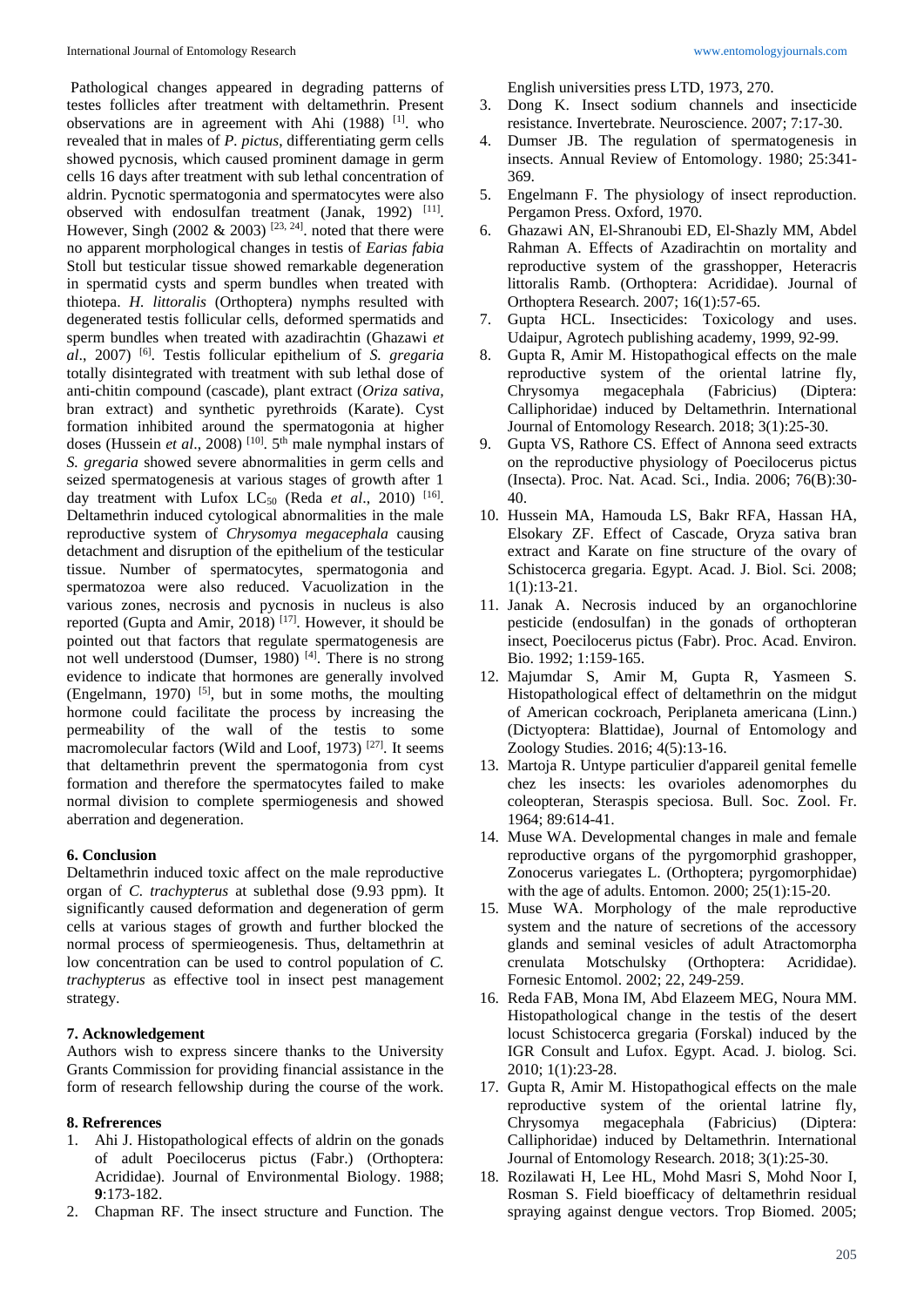Pathological changes appeared in degrading patterns of testes follicles after treatment with deltamethrin. Present observations are in agreement with Ahi (1988) [1]. who revealed that in males of *P. pictus*, differentiating germ cells showed pycnosis, which caused prominent damage in germ cells 16 days after treatment with sub lethal concentration of aldrin. Pycnotic spermatogonia and spermatocytes were also observed with endosulfan treatment (Janak, 1992) [11]. However, Singh (2002 & 2003) [23, 24]. noted that there were no apparent morphological changes in testis of *Earias fabia* Stoll but testicular tissue showed remarkable degeneration in spermatid cysts and sperm bundles when treated with thiotepa. *H. littoralis* (Orthoptera) nymphs resulted with degenerated testis follicular cells, deformed spermatids and sperm bundles when treated with azadirachtin (Ghazawi *et al*., 2007) [6]. Testis follicular epithelium of *S. gregaria* totally disintegrated with treatment with sub lethal dose of anti-chitin compound (cascade), plant extract (*Oriza sativa*, bran extract) and synthetic pyrethroids (Karate). Cyst formation inhibited around the spermatogonia at higher doses (Hussein *et al*., 2008) [10]. 5th male nymphal instars of *S. gregaria* showed severe abnormalities in germ cells and seized spermatogenesis at various stages of growth after 1 day treatment with Lufox $LC_{50}$ (Reda *et al*., 2010) [16]. Deltamethrin induced cytological abnormalities in the male reproductive system of *Chrysomya megacephala* causing detachment and disruption of the epithelium of the testicular tissue. Number of spermatocytes, spermatogonia and spermatozoa were also reduced. Vacuolization in the various zones, necrosis and pycnosis in nucleus is also reported (Gupta and Amir, 2018) [17]. However, it should be pointed out that factors that regulate spermatogenesis are not well understood (Dumser, 1980) [4]. There is no strong evidence to indicate that hormones are generally involved (Engelmann, 1970) [5], but in some moths, the moulting hormone could facilitate the process by increasing the permeability of the wall of the testis to some macromolecular factors (Wild and Loof, 1973) [27]. It seems that deltamethrin prevent the spermatogonia from cyst formation and therefore the spermatocytes failed to make normal division to complete spermiogenesis and showed aberration and degeneration.

## 6. Conclusion

Deltamethrin induced toxic affect on the male reproductive organ of *C. trachypterus* at sublethal dose (9.93 ppm). It significantly caused deformation and degeneration of germ cells at various stages of growth and further blocked the normal process of spermieogenesis. Thus, deltamethrin at low concentration can be used to control population of *C. trachypterus* as effective tool in insect pest management strategy.

## 7. Acknowledgement

Authors wish to express sincere thanks to the University Grants Commission for providing financial assistance in the form of research fellowship during the course of the work.

## 8. Refrerences

1. Ahi J. Histopathological effects of aldrin on the gonads of adult Poecilocerus pictus (Fabr.) (Orthoptera: Acrididae). Journal of Environmental Biology. 1988; **9**:173-182.
2. Chapman RF. The insect structure and Function. The English universities press LTD, 1973, 270.
3. Dong K. Insect sodium channels and insecticide resistance. Invertebrate. Neuroscience. 2007; 7:17-30.
4. Dumser JB. The regulation of spermatogenesis in insects. Annual Review of Entomology. 1980; 25:341-369.
5. Engelmann F. The physiology of insect reproduction. Pergamon Press. Oxford, 1970.
6. Ghazawi AN, El-Shranoubi ED, El-Shazly MM, Abdel Rahman A. Effects of Azadirachtin on mortality and reproductive system of the grasshopper, Heteracris littoralis Ramb. (Orthoptera: Acrididae). Journal of Orthoptera Research. 2007; 16(1):57-65.
7. Gupta HCL. Insecticides: Toxicology and uses. Udaipur, Agrotech publishing academy, 1999, 92-99.
8. Gupta R, Amir M. Histopathogical effects on the male reproductive system of the oriental latrine fly, Chrysomya megacephala (Fabricius) (Diptera: Calliphoridae) induced by Deltamethrin. International Journal of Entomology Research. 2018; 3(1):25-30.
9. Gupta VS, Rathore CS. Effect of Annona seed extracts on the reproductive physiology of Poecilocerus pictus (Insecta). Proc. Nat. Acad. Sci., India. 2006; 76(B):30-40.
10. Hussein MA, Hamouda LS, Bakr RFA, Hassan HA, Elsokary ZF. Effect of Cascade, Oryza sativa bran extract and Karate on fine structure of the ovary of Schistocerca gregaria. Egypt. Acad. J. Biol. Sci. 2008; 1(1):13-21.
11. Janak A. Necrosis induced by an organochlorine pesticide (endosulfan) in the gonads of orthopteran insect, Poecilocerus pictus (Fabr). Proc. Acad. Environ. Bio. 1992; 1:159-165.
12. Majumdar S, Amir M, Gupta R, Yasmeen S. Histopathological effect of deltamethrin on the midgut of American cockroach, Periplaneta americana (Linn.) (Dictyoptera: Blattidae), Journal of Entomology and Zoology Studies. 2016; 4(5):13-16.
13. Martoja R. Untype particulier d'appareil genital femelle chez les insects: les ovarioles adenomorphes du coleopteran, Steraspis speciosa. Bull. Soc. Zool. Fr. 1964; 89:614-41.
14. Muse WA. Developmental changes in male and female reproductive organs of the pyrgomorphid grashopper, Zonocerus variegates L. (Orthoptera; pyrgomorphidae) with the age of adults. Entomon. 2000; 25(1):15-20.
15. Muse WA. Morphology of the male reproductive system and the nature of secretions of the accessory glands and seminal vesicles of adult Atractomorpha crenulata Motschulsky (Orthoptera: Acrididae). Fornesic Entomol. 2002; 22, 249-259.
16. Reda FAB, Mona IM, Abd Elazeem MEG, Noura MM. Histopathological change in the testis of the desert locust Schistocerca gregaria (Forskal) induced by the IGR Consult and Lufox. Egypt. Acad. J. biolog. Sci. 2010; 1(1):23-28.
17. Gupta R, Amir M. Histopathogical effects on the male reproductive system of the oriental latrine fly, Chrysomya megacephala (Fabricius) (Diptera: Calliphoridae) induced by Deltamethrin. International Journal of Entomology Research. 2018; 3(1):25-30.
18. Rozilawati H, Lee HL, Mohd Masri S, Mohd Noor I, Rosman S. Field bioefficacy of deltamethrin residual spraying against dengue vectors. Trop Biomed. 2005;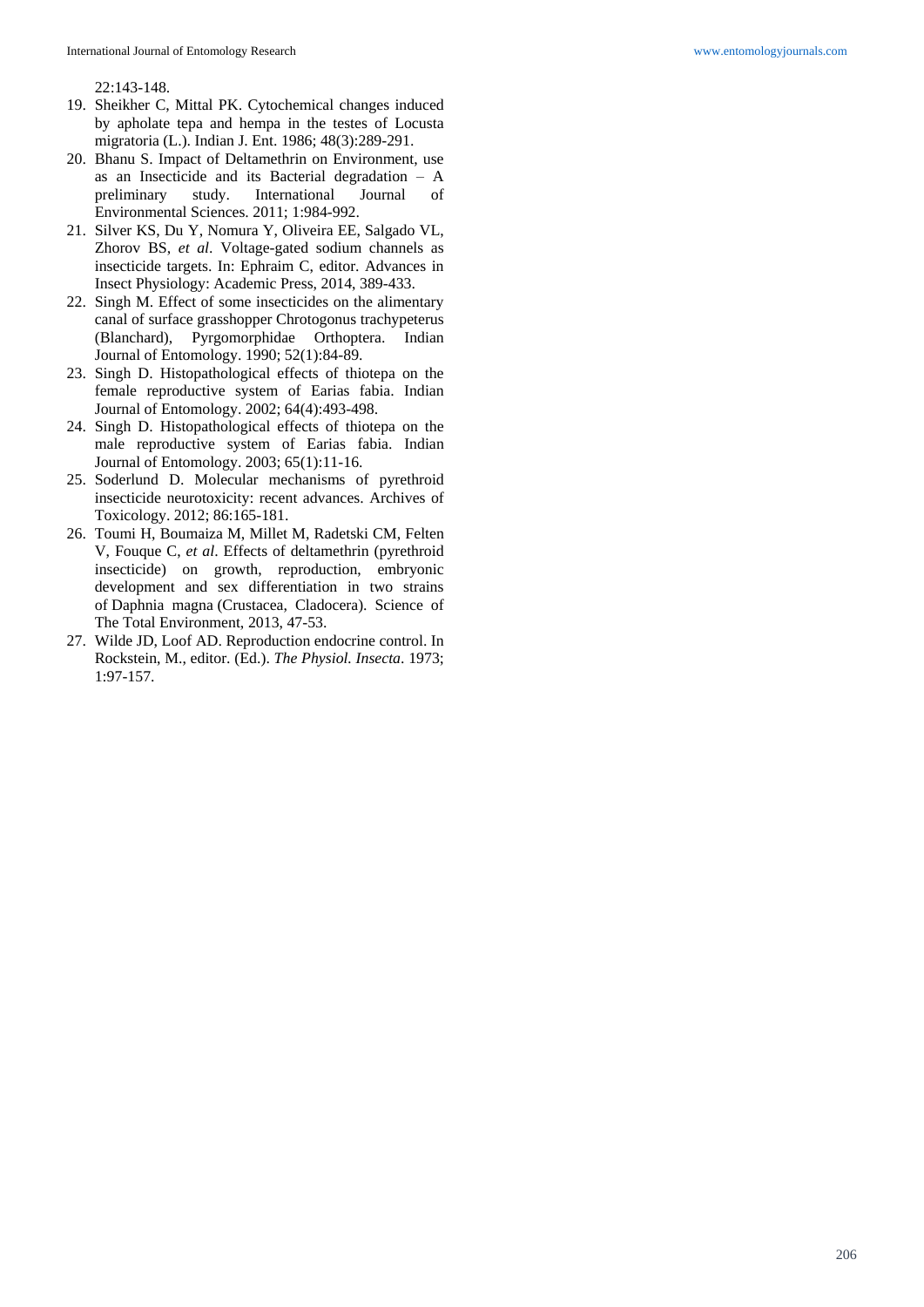22:143-148.

19. Sheikher C, Mittal PK. Cytochemical changes induced by apholate tepa and hempa in the testes of Locusta migratoria (L.). Indian J. Ent. 1986; 48(3):289-291.
20. Bhanu S. Impact of Deltamethrin on Environment, use as an Insecticide and its Bacterial degradation – A preliminary study. International Journal of Environmental Sciences. 2011; 1:984-992.
21. Silver KS, Du Y, Nomura Y, Oliveira EE, Salgado VL, Zhorov BS, *et al*. Voltage-gated sodium channels as insecticide targets. In: Ephraim C, editor. Advances in Insect Physiology: Academic Press, 2014, 389-433.
22. Singh M. Effect of some insecticides on the alimentary canal of surface grasshopper Chrotogonus trachypeterus (Blanchard), Pyrgomorphidae Orthoptera. Indian Journal of Entomology. 1990; 52(1):84-89.
23. Singh D. Histopathological effects of thiotepa on the female reproductive system of Earias fabia. Indian Journal of Entomology. 2002; 64(4):493-498.
24. Singh D. Histopathological effects of thiotepa on the male reproductive system of Earias fabia. Indian Journal of Entomology. 2003; 65(1):11-16.
25. Soderlund D. Molecular mechanisms of pyrethroid insecticide neurotoxicity: recent advances. Archives of Toxicology. 2012; 86:165-181.
26. Toumi H, Boumaiza M, Millet M, Radetski CM, Felten V, Fouque C, *et al*. Effects of deltamethrin (pyrethroid insecticide) on growth, reproduction, embryonic development and sex differentiation in two strains of Daphnia magna (Crustacea, Cladocera). Science of The Total Environment, 2013, 47-53.
27. Wilde JD, Loof AD. Reproduction endocrine control. In Rockstein, M., editor. (Ed.). *The Physiol. Insecta*. 1973; 1:97-157.